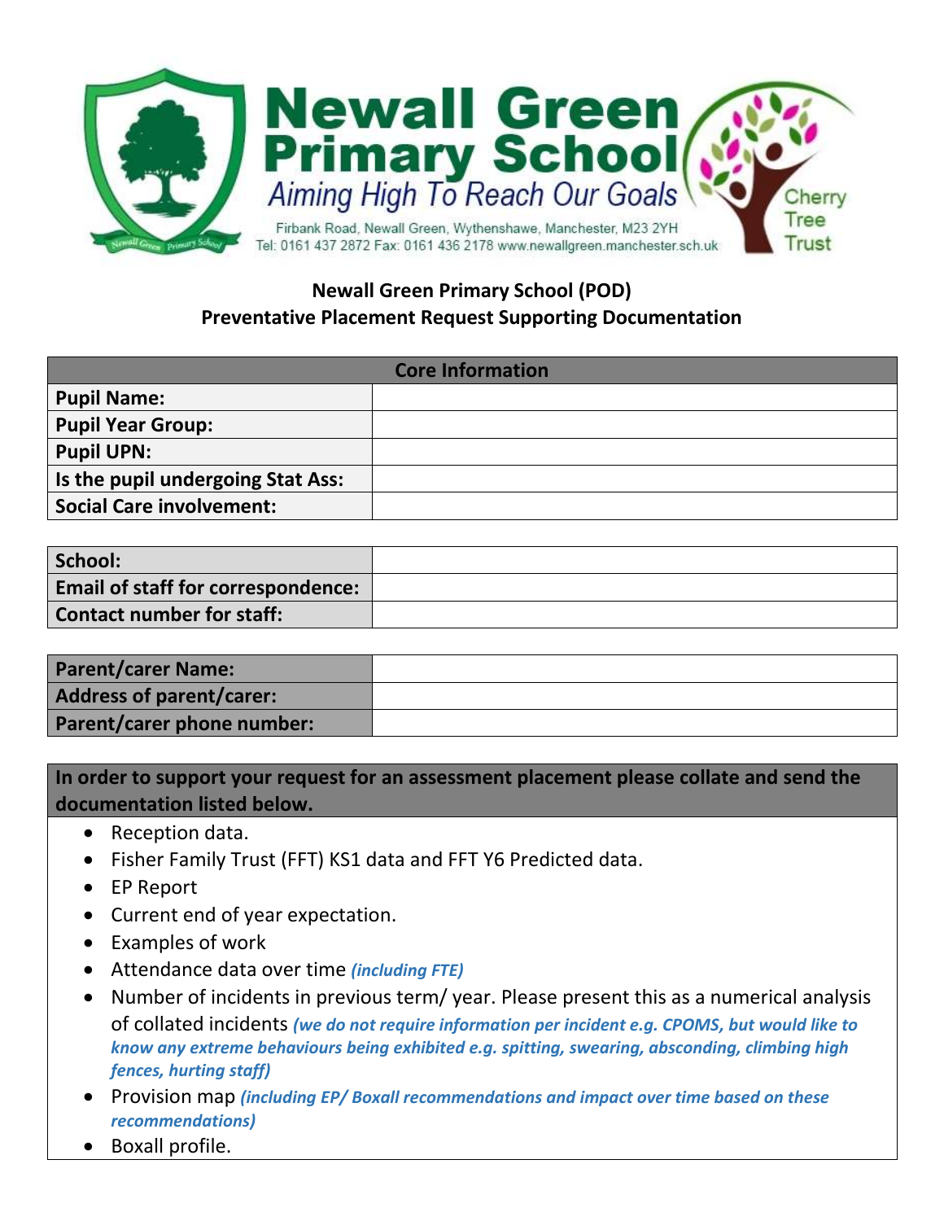# Newall Green Primary School

**Aiming High To Reach Our Goals**

Firbank Road, Newall Green, Wythenshawe, Manchester, M23 2YH
Tel: 0161 437 2872 Fax: 0161 436 2178 www.newallgreen.manchester.sch.uk

Cherry Tree Trust

## Newall Green Primary School (POD)
## Preventative Placement Request Supporting Documentation

| Core Information | |
|---|---|
| **Pupil Name:** | |
| **Pupil Year Group:** | |
| **Pupil UPN:** | |
| **Is the pupil undergoing Stat Ass:** | |
| **Social Care involvement:** | |

| | |
|---|---|
| **School:** | |
| **Email of staff for correspondence:** | |
| **Contact number for staff:** | |

| | |
|---|---|
| **Parent/carer Name:** | |
| **Address of parent/carer:** | |
| **Parent/carer phone number:** | |

**In order to support your request for an assessment placement please collate and send the documentation listed below.**

- Reception data.
- Fisher Family Trust (FFT) KS1 data and FFT Y6 Predicted data.
- EP Report
- Current end of year expectation.
- Examples of work
- Attendance data over time ***(including FTE)***
- Number of incidents in previous term/ year. Please present this as a numerical analysis of collated incidents ***(we do not require information per incident e.g. CPOMS, but would like to know any extreme behaviours being exhibited e.g. spitting, swearing, absconding, climbing high fences, hurting staff)***
- Provision map ***(including EP/ Boxall recommendations and impact over time based on these recommendations)***
- Boxall profile.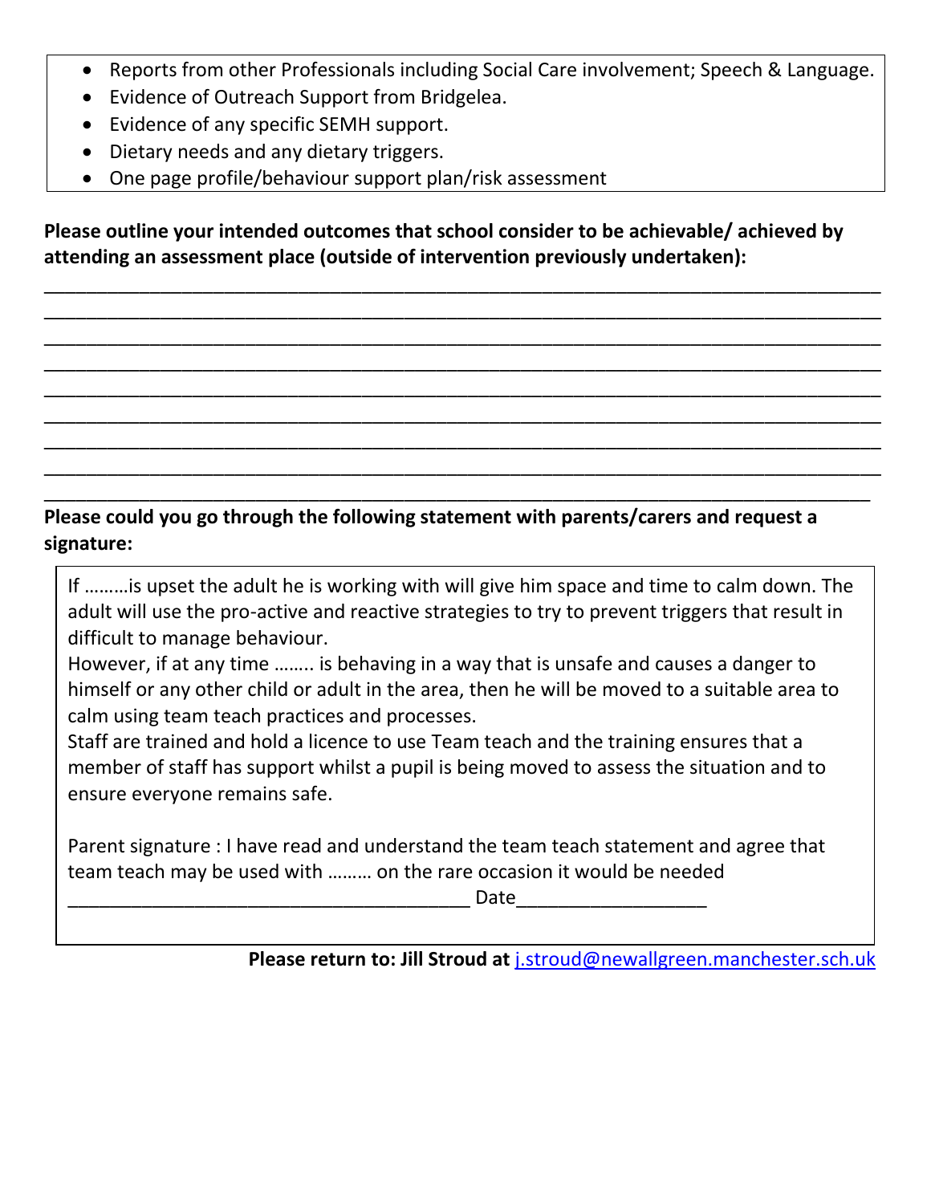- Reports from other Professionals including Social Care involvement; Speech & Language.
- Evidence of Outreach Support from Bridgelea.
- Evidence of any specific SEMH support.
- Dietary needs and any dietary triggers.
- One page profile/behaviour support plan/risk assessment

**Please outline your intended outcomes that school consider to be achievable/ achieved by attending an assessment place (outside of intervention previously undertaken):**

______________________________________________________________________________
______________________________________________________________________________
______________________________________________________________________________
______________________________________________________________________________
______________________________________________________________________________
______________________________________________________________________________
______________________________________________________________________________
______________________________________________________________________________
______________________________________________________________________________

**Please could you go through the following statement with parents/carers and request a signature:**

If ………is upset the adult he is working with will give him space and time to calm down. The adult will use the pro-active and reactive strategies to try to prevent triggers that result in difficult to manage behaviour.
However, if at any time …….. is behaving in a way that is unsafe and causes a danger to himself or any other child or adult in the area, then he will be moved to a suitable area to calm using team teach practices and processes.
Staff are trained and hold a licence to use Team teach and the training ensures that a member of staff has support whilst a pupil is being moved to assess the situation and to ensure everyone remains safe.

Parent signature : I have read and understand the team teach statement and agree that team teach may be used with ……… on the rare occasion it would be needed
_______________________________________ Date__________________

**Please return to: Jill Stroud at** j.stroud@newallgreen.manchester.sch.uk